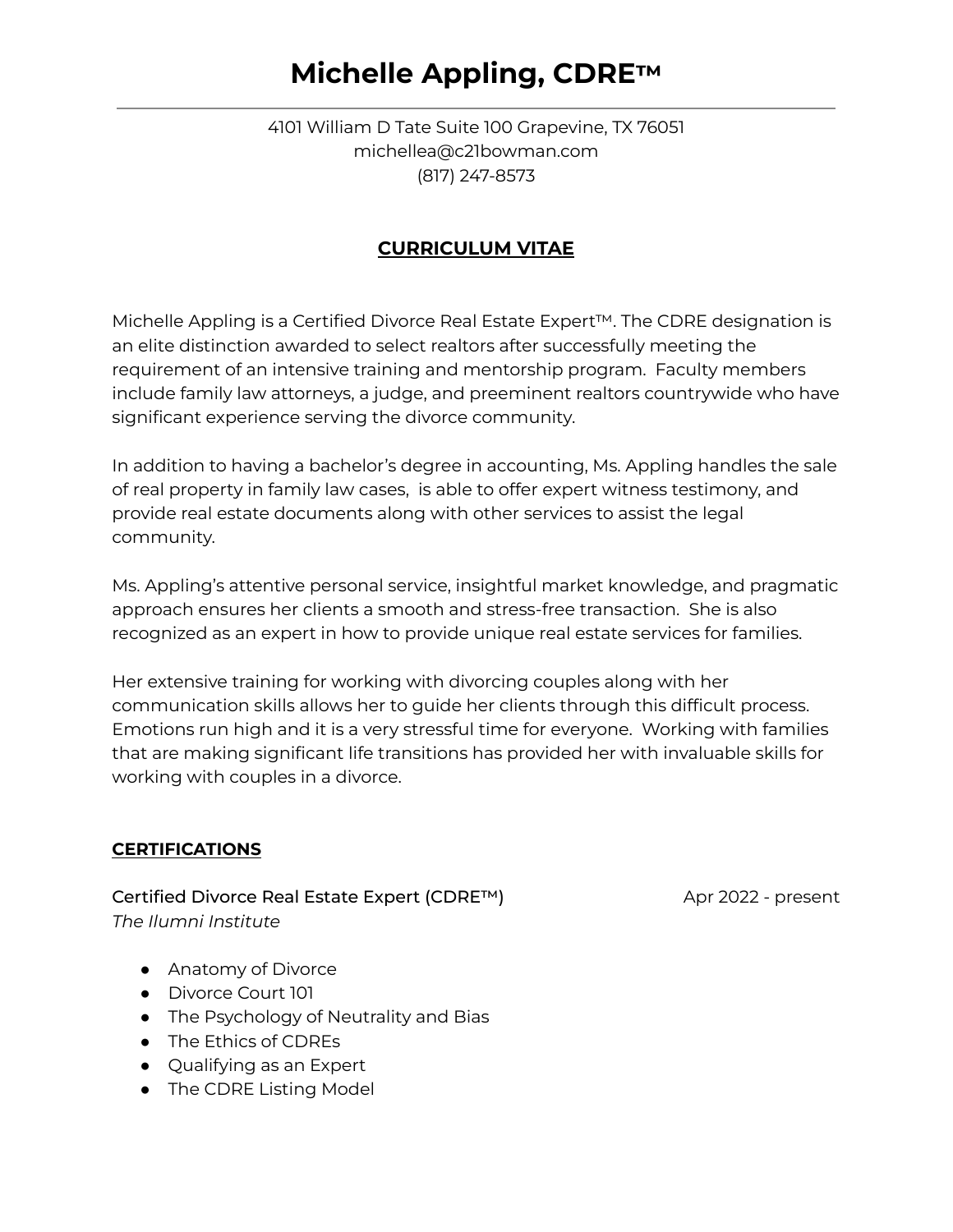# Michelle Appling, CDRE™

4101 William D Tate Suite 100 Grapevine, TX 76051
michellea@c21bowman.com
(817) 247-8573

## CURRICULUM VITAE

Michelle Appling is a Certified Divorce Real Estate Expert™. The CDRE designation is an elite distinction awarded to select realtors after successfully meeting the requirement of an intensive training and mentorship program. Faculty members include family law attorneys, a judge, and preeminent realtors countrywide who have significant experience serving the divorce community.

In addition to having a bachelor's degree in accounting, Ms. Appling handles the sale of real property in family law cases, is able to offer expert witness testimony, and provide real estate documents along with other services to assist the legal community.

Ms. Appling's attentive personal service, insightful market knowledge, and pragmatic approach ensures her clients a smooth and stress-free transaction. She is also recognized as an expert in how to provide unique real estate services for families.

Her extensive training for working with divorcing couples along with her communication skills allows her to guide her clients through this difficult process. Emotions run high and it is a very stressful time for everyone. Working with families that are making significant life transitions has provided her with invaluable skills for working with couples in a divorce.

## CERTIFICATIONS

**Certified Divorce Real Estate Expert (CDRE™)** — Apr 2022 - present
*The Ilumni Institute*

- Anatomy of Divorce
- Divorce Court 101
- The Psychology of Neutrality and Bias
- The Ethics of CDREs
- Qualifying as an Expert
- The CDRE Listing Model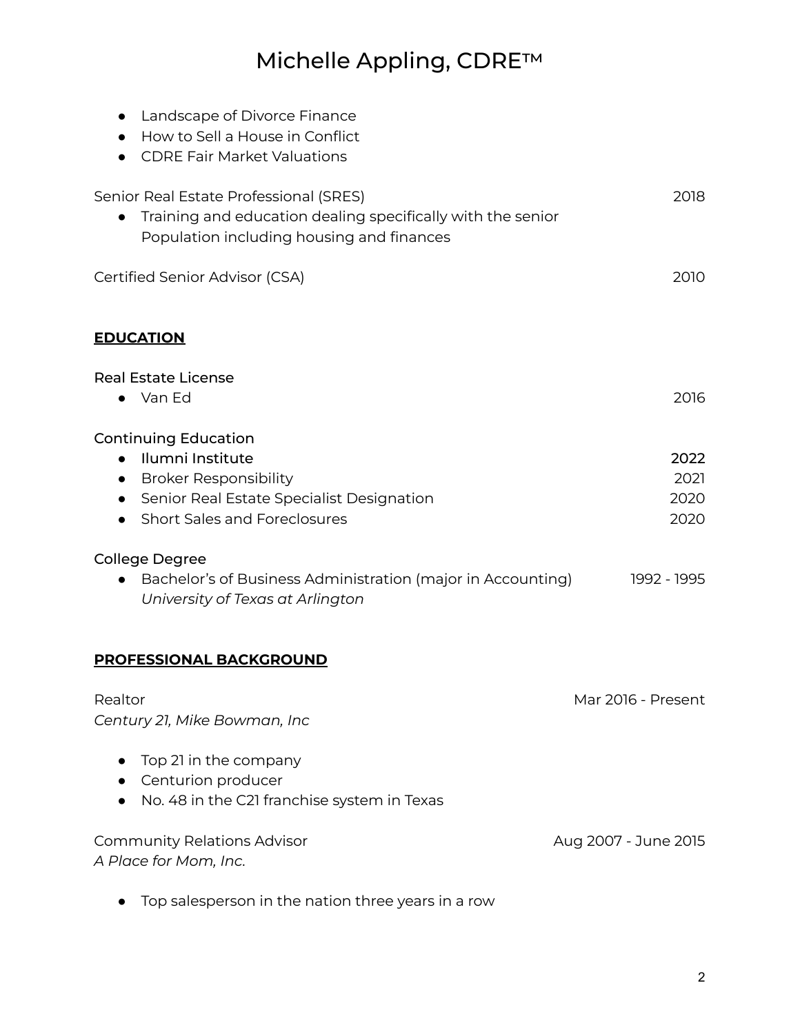- Landscape of Divorce Finance
- How to Sell a House in Conflict
- CDRE Fair Market Valuations

Senior Real Estate Professional (SRES) 2018

- Training and education dealing specifically with the senior Population including housing and finances

Certified Senior Advisor (CSA) 2010

## EDUCATION

**Real Estate License**

- Van Ed 2016

**Continuing Education**

- **Ilumni Institute** **2022**
- Broker Responsibility 2021
- Senior Real Estate Specialist Designation 2020
- Short Sales and Foreclosures 2020

**College Degree**

- Bachelor's of Business Administration (major in Accounting) 1992 - 1995
  *University of Texas at Arlington*

## PROFESSIONAL BACKGROUND

Realtor Mar 2016 - Present
*Century 21, Mike Bowman, Inc*

- Top 21 in the company
- Centurion producer
- No. 48 in the C21 franchise system in Texas

Community Relations Advisor Aug 2007 - June 2015
*A Place for Mom, Inc.*

- Top salesperson in the nation three years in a row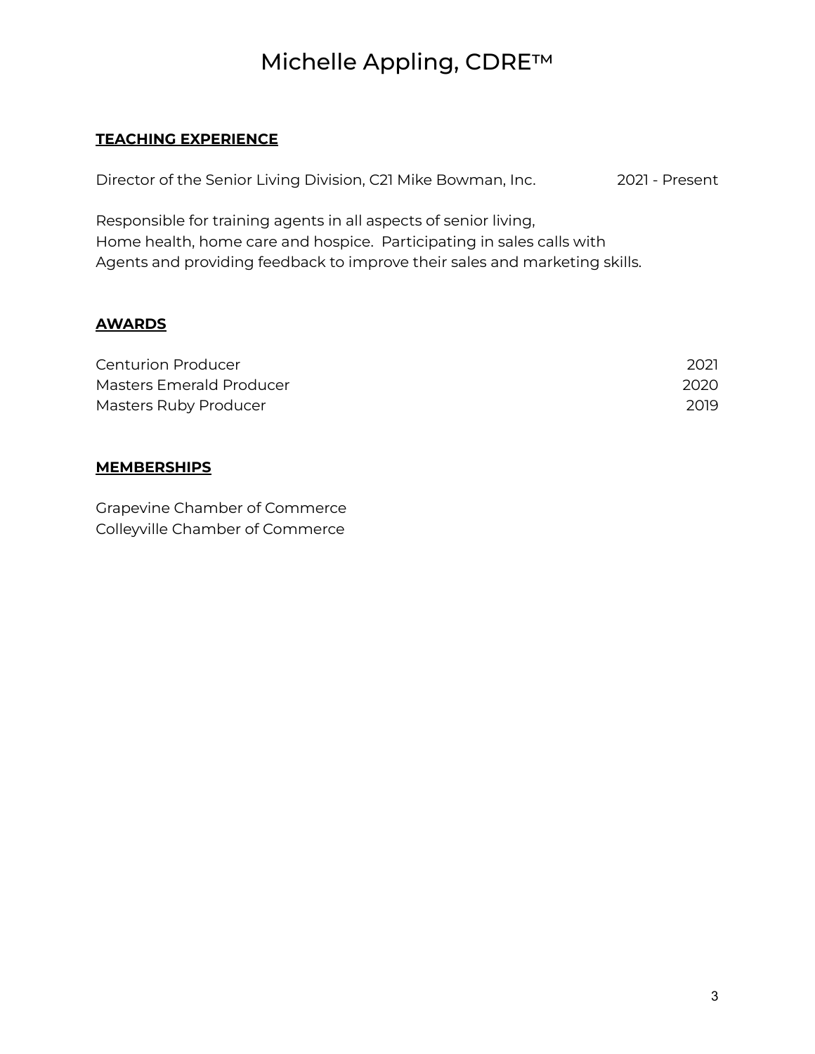## TEACHING EXPERIENCE

Director of the Senior Living Division, C21 Mike Bowman, Inc. 2021 - Present

Responsible for training agents in all aspects of senior living,
Home health, home care and hospice. Participating in sales calls with
Agents and providing feedback to improve their sales and marketing skills.

## AWARDS

| | |
|---|---|
| Centurion Producer | 2021 |
| Masters Emerald Producer | 2020 |
| Masters Ruby Producer | 2019 |

## MEMBERSHIPS

Grapevine Chamber of Commerce
Colleyville Chamber of Commerce